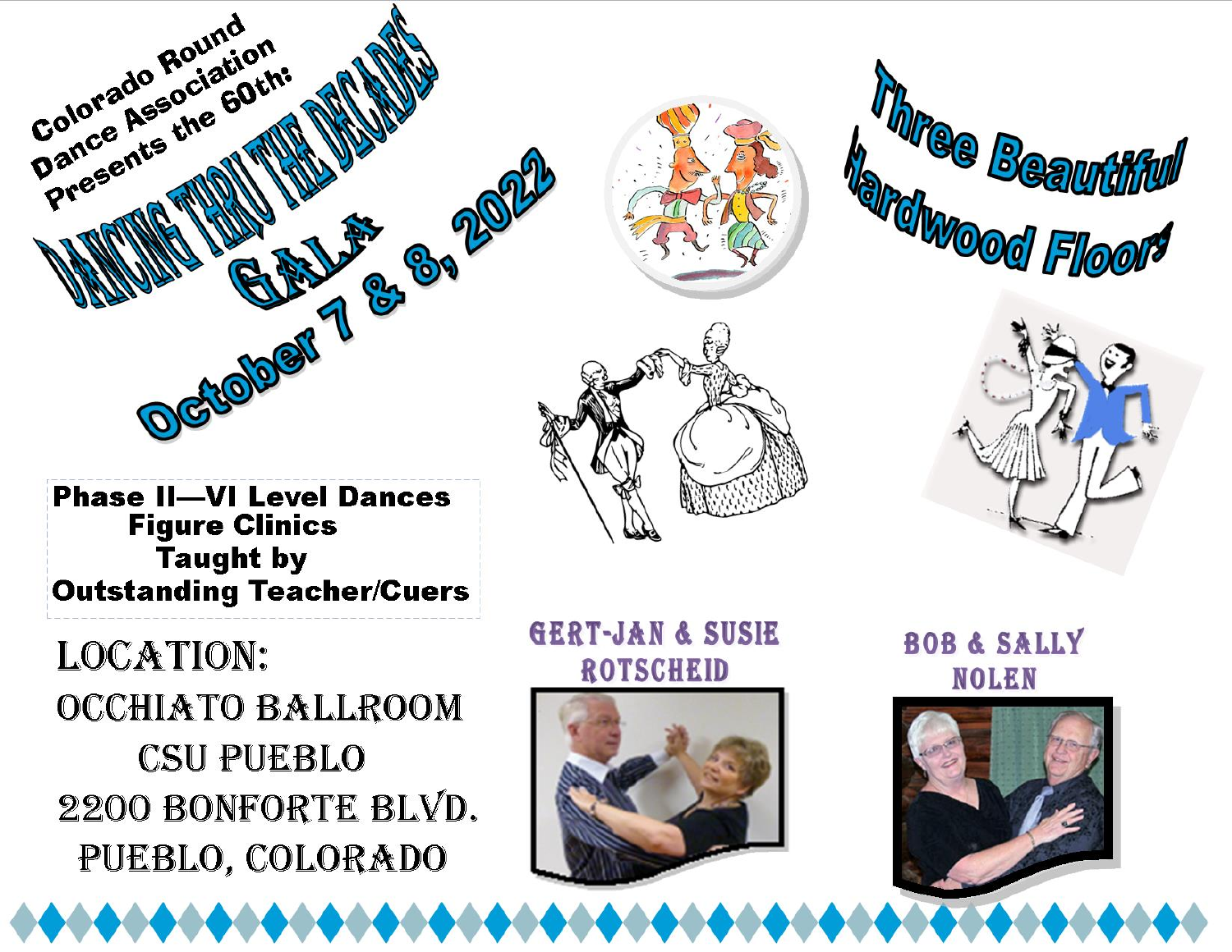Colorado Round Dance Association Presents the 60th:

# DANCING THRU THE DECADES GALA

## October 7 & 8, 2022

## Three Beautiful Hardwood Floors

**Phase II—VI Level Dances**
**Figure Clinics**
**Taught by**
**Outstanding Teacher/Cuers**

LOCATION:
OCCHIATO BALLROOM
CSU PUEBLO
2200 BONFORTE BLVD.
PUEBLO, COLORADO

GERT-JAN & SUSIE ROTSCHEID

BOB & SALLY NOLEN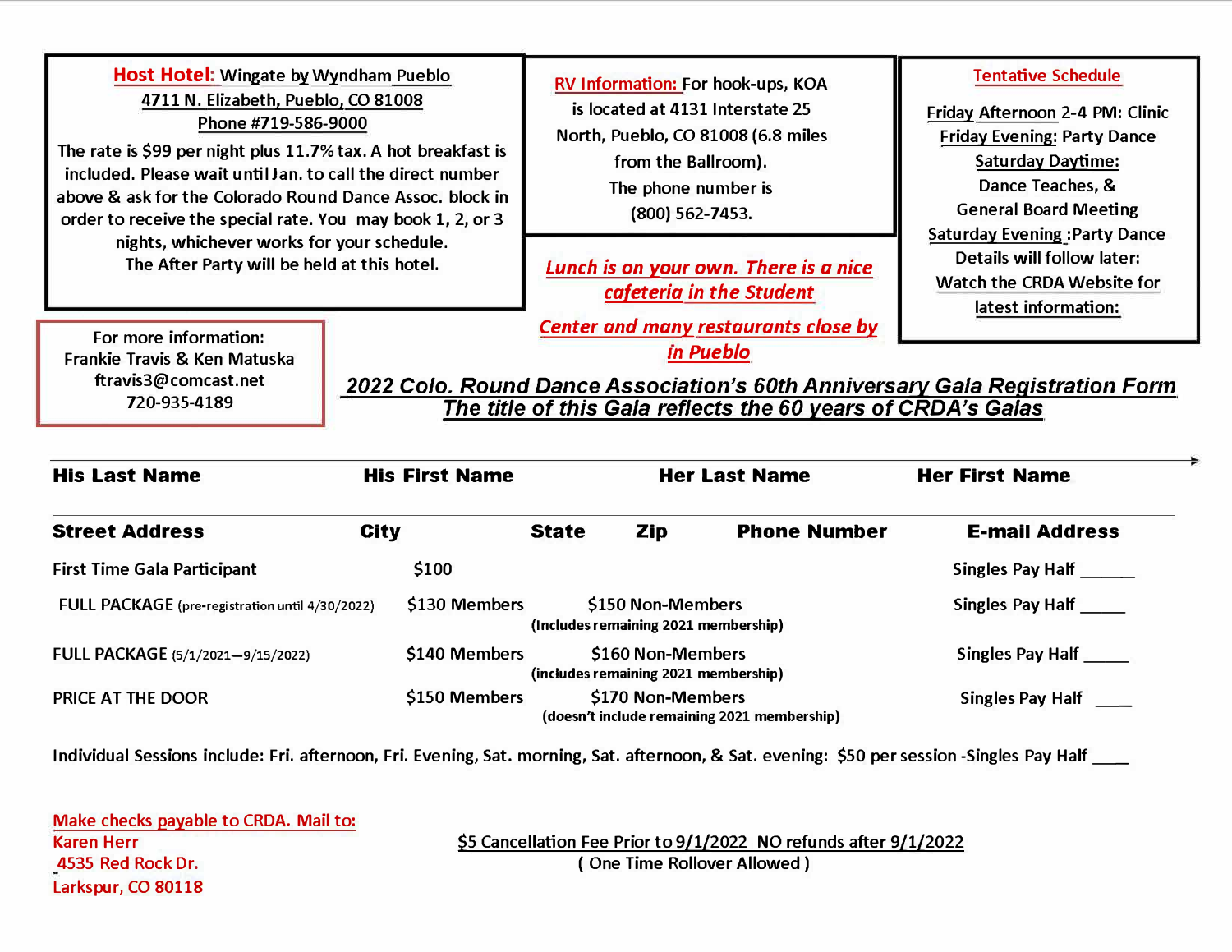**Host Hotel:** Wingate by Wyndham Pueblo
4711 N. Elizabeth, Pueblo, CO 81008
Phone #719-586-9000

The rate is $99 per night plus 11.7% tax. A hot breakfast is included. Please wait until Jan. to call the direct number above & ask for the Colorado Round Dance Assoc. block in order to receive the special rate. You may book 1, 2, or 3 nights, whichever works for your schedule.
The After Party will be held at this hotel.

**RV Information:** For hook-ups, KOA is located at 4131 Interstate 25 North, Pueblo, CO 81008 (6.8 miles from the Ballroom).
The phone number is (800) 562-7453.

***Lunch is on your own. There is a nice cafeteria in the Student Center and many restaurants close by in Pueblo***

**Tentative Schedule**

Friday Afternoon 2-4 PM: Clinic
Friday Evening: Party Dance
Saturday Daytime:
Dance Teaches, &
General Board Meeting
Saturday Evening :Party Dance
Details will follow later:
Watch the CRDA Website for latest information:

For more information:
Frankie Travis & Ken Matuska
ftravis3@comcast.net
720-935-4189

## *2022 Colo. Round Dance Association's 60th Anniversary Gala Registration Form*
## *The title of this Gala reflects the 60 years of CRDA's Galas*

| His Last Name | His First Name | Her Last Name | Her First Name |
|---|---|---|---|

| Street Address | City | State | Zip | Phone Number | E-mail Address |
|---|---|---|---|---|---|

| | | | |
|---|---|---|---|
| First Time Gala Participant | $100 | | Singles Pay Half ______ |
| FULL PACKAGE (pre-registration until 4/30/2022) | $130 Members | $150 Non-Members (Includes remaining 2021 membership) | Singles Pay Half _____ |
| FULL PACKAGE (5/1/2021—9/15/2022) | $140 Members | $160 Non-Members (includes remaining 2021 membership) | Singles Pay Half _____ |
| PRICE AT THE DOOR | $150 Members | $170 Non-Members (doesn't include remaining 2021 membership) | Singles Pay Half ____ |

Individual Sessions include: Fri. afternoon, Fri. Evening, Sat. morning, Sat. afternoon, & Sat. evening: $50 per session -Singles Pay Half ____

Make checks payable to CRDA. Mail to:
Karen Herr
4535 Red Rock Dr.
Larkspur, CO 80118

$5 Cancellation Fee Prior to 9/1/2022 NO refunds after 9/1/2022
( One Time Rollover Allowed )